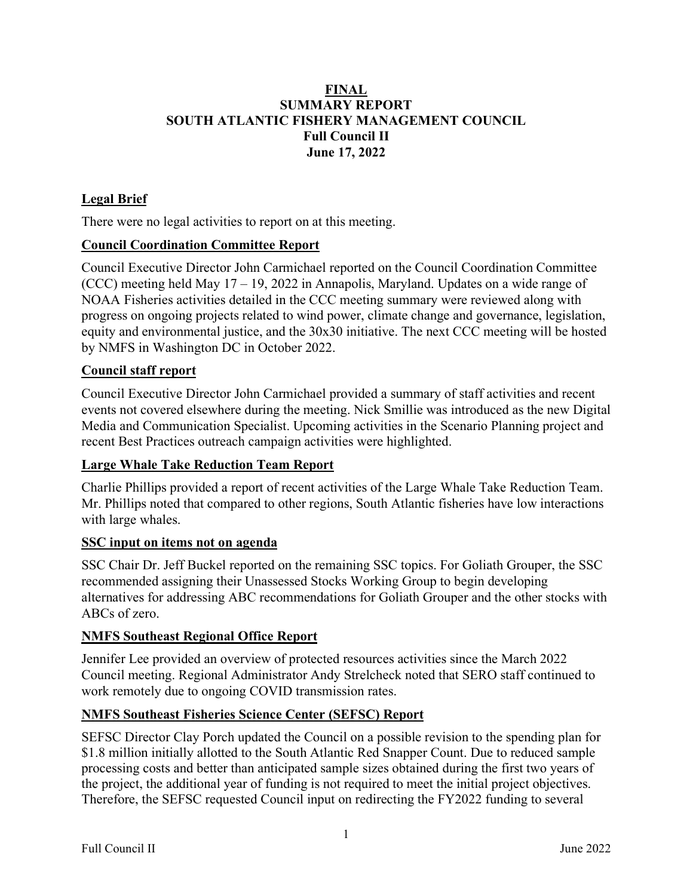# FINAL
# SUMMARY REPORT
# SOUTH ATLANTIC FISHERY MANAGEMENT COUNCIL
# Full Council II
# June 17, 2022

## Legal Brief

There were no legal activities to report on at this meeting.

## Council Coordination Committee Report

Council Executive Director John Carmichael reported on the Council Coordination Committee (CCC) meeting held May 17 – 19, 2022 in Annapolis, Maryland. Updates on a wide range of NOAA Fisheries activities detailed in the CCC meeting summary were reviewed along with progress on ongoing projects related to wind power, climate change and governance, legislation, equity and environmental justice, and the 30x30 initiative. The next CCC meeting will be hosted by NMFS in Washington DC in October 2022.

## Council staff report

Council Executive Director John Carmichael provided a summary of staff activities and recent events not covered elsewhere during the meeting. Nick Smillie was introduced as the new Digital Media and Communication Specialist. Upcoming activities in the Scenario Planning project and recent Best Practices outreach campaign activities were highlighted.

## Large Whale Take Reduction Team Report

Charlie Phillips provided a report of recent activities of the Large Whale Take Reduction Team. Mr. Phillips noted that compared to other regions, South Atlantic fisheries have low interactions with large whales.

## SSC input on items not on agenda

SSC Chair Dr. Jeff Buckel reported on the remaining SSC topics. For Goliath Grouper, the SSC recommended assigning their Unassessed Stocks Working Group to begin developing alternatives for addressing ABC recommendations for Goliath Grouper and the other stocks with ABCs of zero.

## NMFS Southeast Regional Office Report

Jennifer Lee provided an overview of protected resources activities since the March 2022 Council meeting. Regional Administrator Andy Strelcheck noted that SERO staff continued to work remotely due to ongoing COVID transmission rates.

## NMFS Southeast Fisheries Science Center (SEFSC) Report

SEFSC Director Clay Porch updated the Council on a possible revision to the spending plan for $1.8 million initially allotted to the South Atlantic Red Snapper Count. Due to reduced sample processing costs and better than anticipated sample sizes obtained during the first two years of the project, the additional year of funding is not required to meet the initial project objectives. Therefore, the SEFSC requested Council input on redirecting the FY2022 funding to several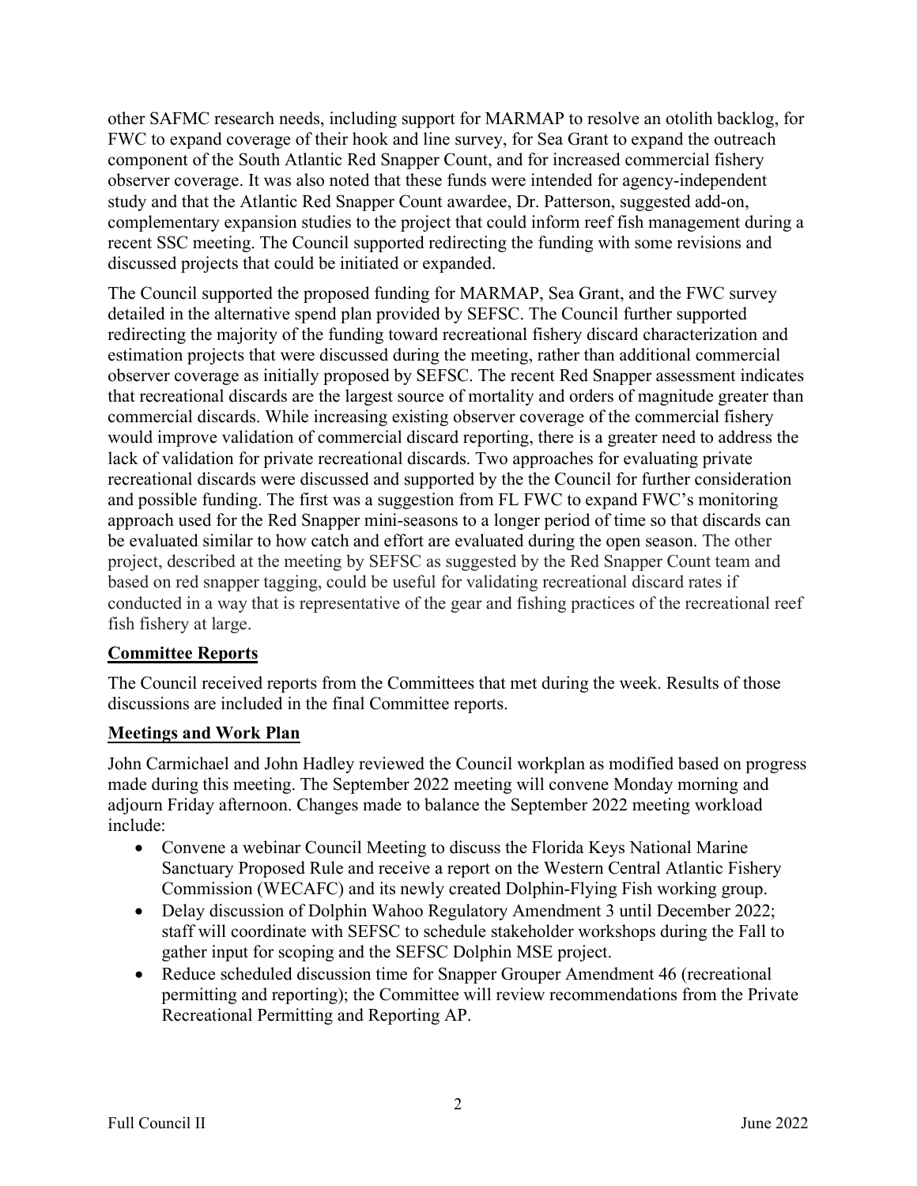other SAFMC research needs, including support for MARMAP to resolve an otolith backlog, for FWC to expand coverage of their hook and line survey, for Sea Grant to expand the outreach component of the South Atlantic Red Snapper Count, and for increased commercial fishery observer coverage. It was also noted that these funds were intended for agency-independent study and that the Atlantic Red Snapper Count awardee, Dr. Patterson, suggested add-on, complementary expansion studies to the project that could inform reef fish management during a recent SSC meeting. The Council supported redirecting the funding with some revisions and discussed projects that could be initiated or expanded.

The Council supported the proposed funding for MARMAP, Sea Grant, and the FWC survey detailed in the alternative spend plan provided by SEFSC. The Council further supported redirecting the majority of the funding toward recreational fishery discard characterization and estimation projects that were discussed during the meeting, rather than additional commercial observer coverage as initially proposed by SEFSC. The recent Red Snapper assessment indicates that recreational discards are the largest source of mortality and orders of magnitude greater than commercial discards. While increasing existing observer coverage of the commercial fishery would improve validation of commercial discard reporting, there is a greater need to address the lack of validation for private recreational discards. Two approaches for evaluating private recreational discards were discussed and supported by the the Council for further consideration and possible funding. The first was a suggestion from FL FWC to expand FWC's monitoring approach used for the Red Snapper mini-seasons to a longer period of time so that discards can be evaluated similar to how catch and effort are evaluated during the open season. The other project, described at the meeting by SEFSC as suggested by the Red Snapper Count team and based on red snapper tagging, could be useful for validating recreational discard rates if conducted in a way that is representative of the gear and fishing practices of the recreational reef fish fishery at large.

## Committee Reports

The Council received reports from the Committees that met during the week. Results of those discussions are included in the final Committee reports.

## Meetings and Work Plan

John Carmichael and John Hadley reviewed the Council workplan as modified based on progress made during this meeting. The September 2022 meeting will convene Monday morning and adjourn Friday afternoon. Changes made to balance the September 2022 meeting workload include:

- Convene a webinar Council Meeting to discuss the Florida Keys National Marine Sanctuary Proposed Rule and receive a report on the Western Central Atlantic Fishery Commission (WECAFC) and its newly created Dolphin-Flying Fish working group.
- Delay discussion of Dolphin Wahoo Regulatory Amendment 3 until December 2022; staff will coordinate with SEFSC to schedule stakeholder workshops during the Fall to gather input for scoping and the SEFSC Dolphin MSE project.
- Reduce scheduled discussion time for Snapper Grouper Amendment 46 (recreational permitting and reporting); the Committee will review recommendations from the Private Recreational Permitting and Reporting AP.